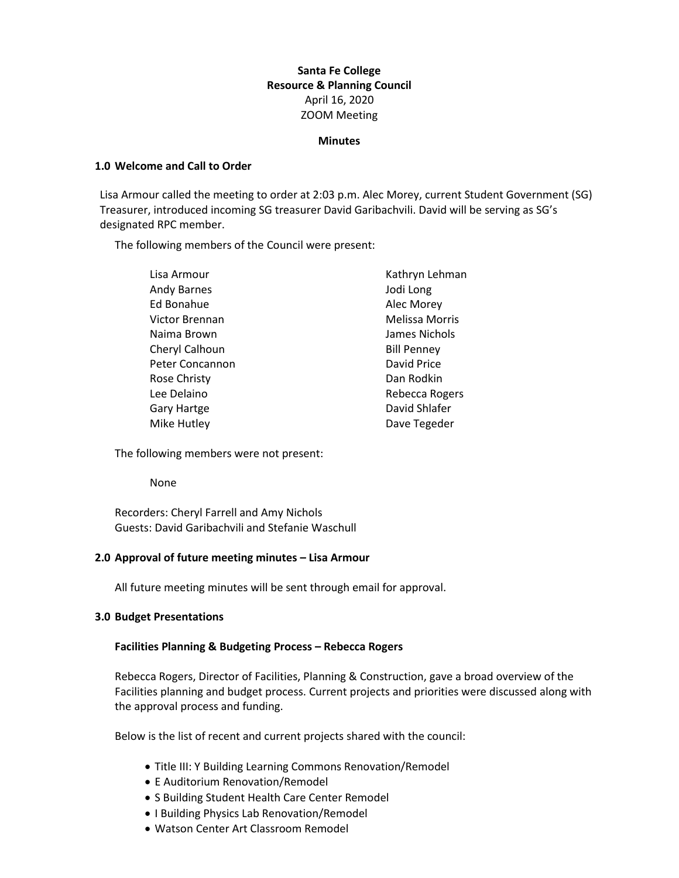**Santa Fe College**
**Resource & Planning Council**
April 16, 2020
ZOOM Meeting

**Minutes**

## 1.0 Welcome and Call to Order

Lisa Armour called the meeting to order at 2:03 p.m. Alec Morey, current Student Government (SG) Treasurer, introduced incoming SG treasurer David Garibachvili. David will be serving as SG's designated RPC member.

The following members of the Council were present:

- Lisa Armour
- Andy Barnes
- Ed Bonahue
- Victor Brennan
- Naima Brown
- Cheryl Calhoun
- Peter Concannon
- Rose Christy
- Lee Delaino
- Gary Hartge
- Mike Hutley
- Kathryn Lehman
- Jodi Long
- Alec Morey
- Melissa Morris
- James Nichols
- Bill Penney
- David Price
- Dan Rodkin
- Rebecca Rogers
- David Shlafer
- Dave Tegeder

The following members were not present:

None

Recorders: Cheryl Farrell and Amy Nichols
Guests: David Garibachvili and Stefanie Waschull

## 2.0 Approval of future meeting minutes – Lisa Armour

All future meeting minutes will be sent through email for approval.

## 3.0 Budget Presentations

### Facilities Planning & Budgeting Process – Rebecca Rogers

Rebecca Rogers, Director of Facilities, Planning & Construction, gave a broad overview of the Facilities planning and budget process. Current projects and priorities were discussed along with the approval process and funding.

Below is the list of recent and current projects shared with the council:

- Title III: Y Building Learning Commons Renovation/Remodel
- E Auditorium Renovation/Remodel
- S Building Student Health Care Center Remodel
- I Building Physics Lab Renovation/Remodel
- Watson Center Art Classroom Remodel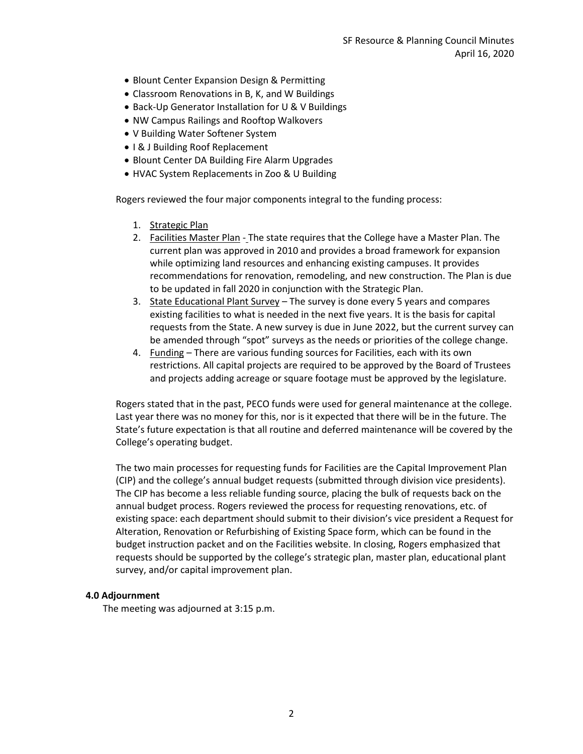- Blount Center Expansion Design & Permitting
- Classroom Renovations in B, K, and W Buildings
- Back-Up Generator Installation for U & V Buildings
- NW Campus Railings and Rooftop Walkovers
- V Building Water Softener System
- I & J Building Roof Replacement
- Blount Center DA Building Fire Alarm Upgrades
- HVAC System Replacements in Zoo & U Building

Rogers reviewed the four major components integral to the funding process:

1. Strategic Plan
2. Facilities Master Plan - The state requires that the College have a Master Plan. The current plan was approved in 2010 and provides a broad framework for expansion while optimizing land resources and enhancing existing campuses. It provides recommendations for renovation, remodeling, and new construction. The Plan is due to be updated in fall 2020 in conjunction with the Strategic Plan.
3. State Educational Plant Survey – The survey is done every 5 years and compares existing facilities to what is needed in the next five years. It is the basis for capital requests from the State. A new survey is due in June 2022, but the current survey can be amended through "spot" surveys as the needs or priorities of the college change.
4. Funding – There are various funding sources for Facilities, each with its own restrictions. All capital projects are required to be approved by the Board of Trustees and projects adding acreage or square footage must be approved by the legislature.

Rogers stated that in the past, PECO funds were used for general maintenance at the college. Last year there was no money for this, nor is it expected that there will be in the future. The State's future expectation is that all routine and deferred maintenance will be covered by the College's operating budget.

The two main processes for requesting funds for Facilities are the Capital Improvement Plan (CIP) and the college's annual budget requests (submitted through division vice presidents). The CIP has become a less reliable funding source, placing the bulk of requests back on the annual budget process. Rogers reviewed the process for requesting renovations, etc. of existing space: each department should submit to their division's vice president a Request for Alteration, Renovation or Refurbishing of Existing Space form, which can be found in the budget instruction packet and on the Facilities website. In closing, Rogers emphasized that requests should be supported by the college's strategic plan, master plan, educational plant survey, and/or capital improvement plan.

**4.0 Adjournment**

The meeting was adjourned at 3:15 p.m.